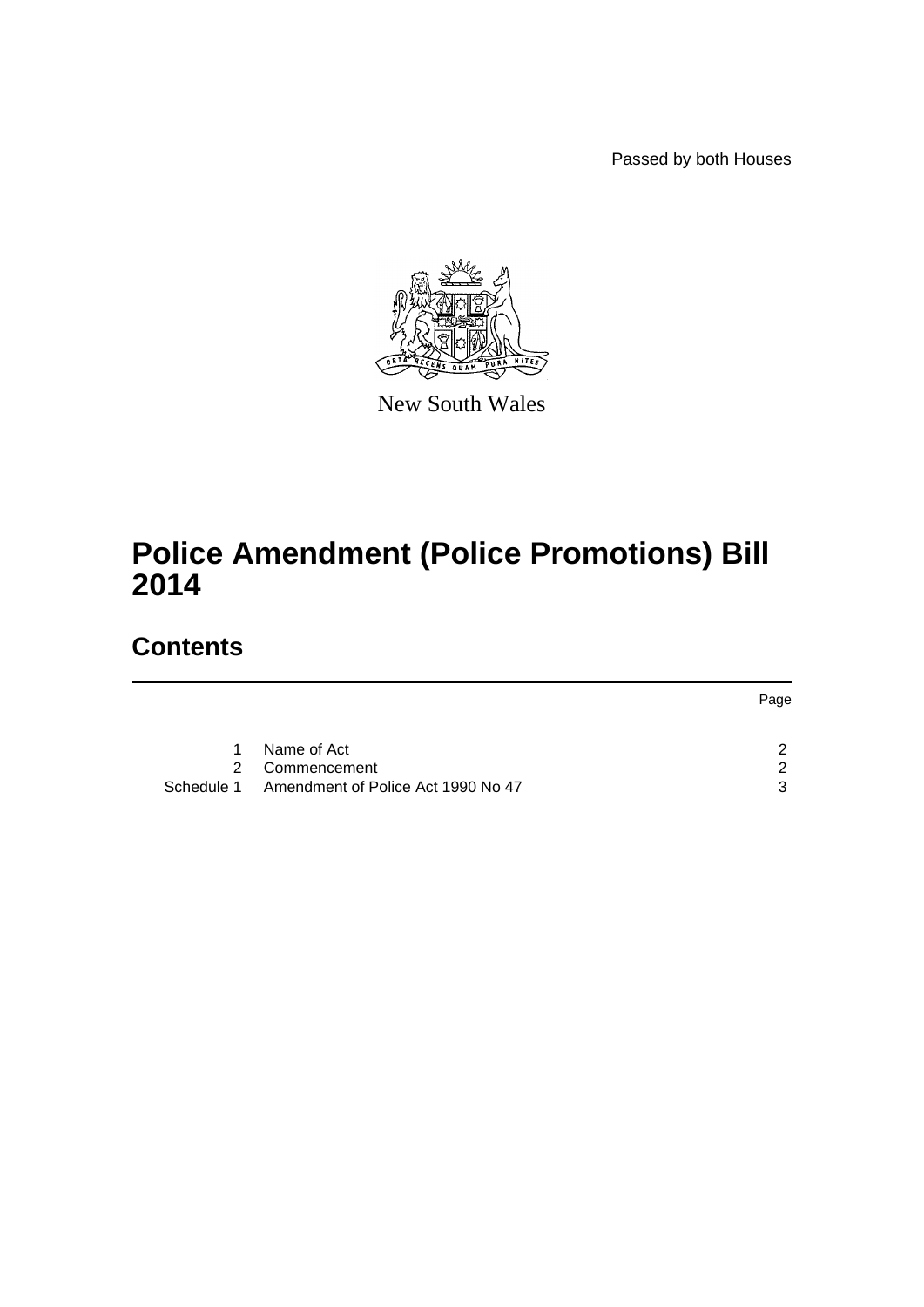Passed by both Houses

New South Wales

# Police Amendment (Police Promotions) Bill 2014

## Contents

| | | Page |
|---|---|---|
| 1 | Name of Act | 2 |
| 2 | Commencement | 2 |
| Schedule 1 | Amendment of Police Act 1990 No 47 | 3 |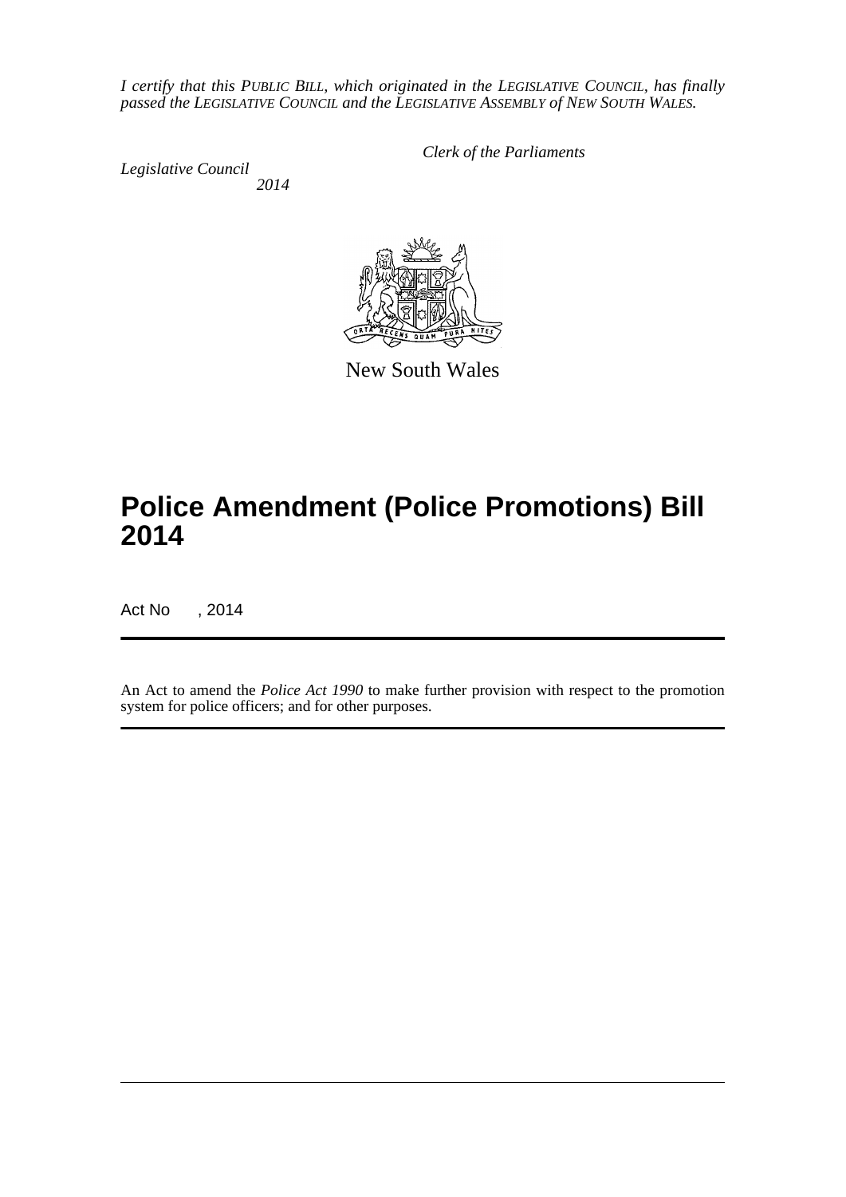*I certify that this PUBLIC BILL, which originated in the LEGISLATIVE COUNCIL, has finally passed the LEGISLATIVE COUNCIL and the LEGISLATIVE ASSEMBLY of NEW SOUTH WALES.*

*Clerk of the Parliaments*

*Legislative Council*

*2014*

New South Wales

# Police Amendment (Police Promotions) Bill 2014

Act No , 2014

An Act to amend the *Police Act 1990* to make further provision with respect to the promotion system for police officers; and for other purposes.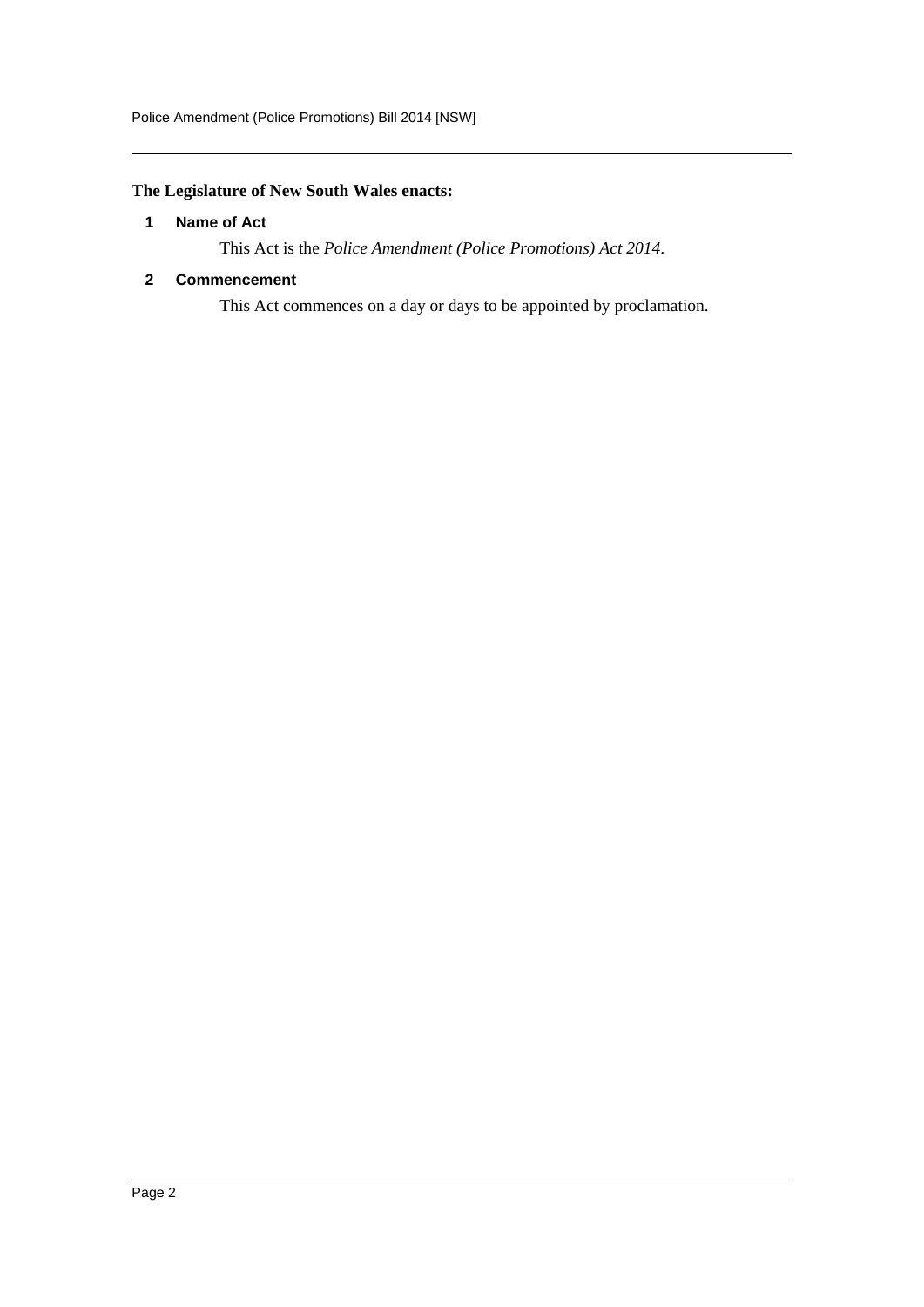**The Legislature of New South Wales enacts:**

### 1 Name of Act

This Act is the *Police Amendment (Police Promotions) Act 2014*.

### 2 Commencement

This Act commences on a day or days to be appointed by proclamation.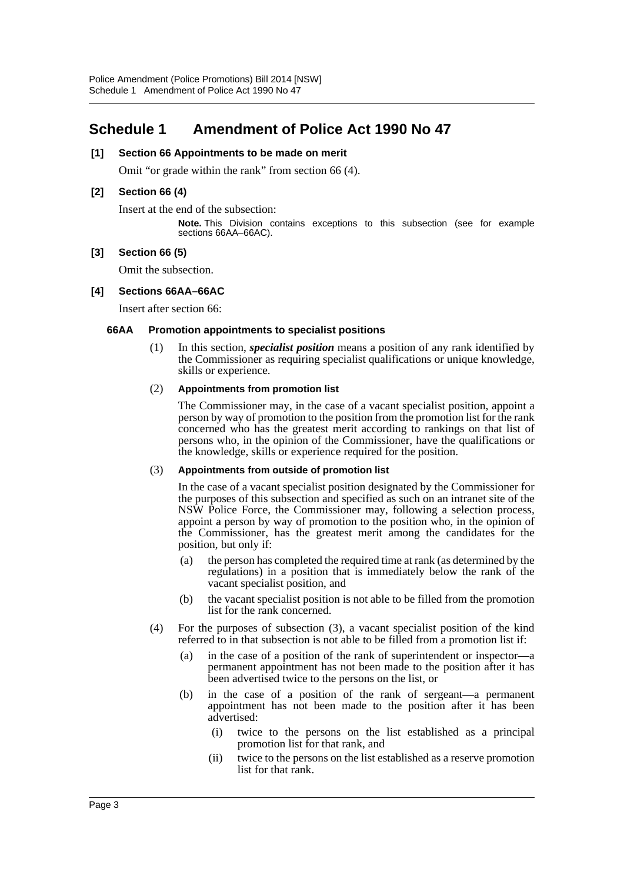# Schedule 1 Amendment of Police Act 1990 No 47

**[1] Section 66 Appointments to be made on merit**

Omit "or grade within the rank" from section 66 (4).

**[2] Section 66 (4)**

Insert at the end of the subsection:

> **Note.** This Division contains exceptions to this subsection (see for example sections 66AA–66AC).

**[3] Section 66 (5)**

Omit the subsection.

**[4] Sections 66AA–66AC**

Insert after section 66:

**66AA Promotion appointments to specialist positions**

(1) In this section, ***specialist position*** means a position of any rank identified by the Commissioner as requiring specialist qualifications or unique knowledge, skills or experience.

(2) **Appointments from promotion list**

The Commissioner may, in the case of a vacant specialist position, appoint a person by way of promotion to the position from the promotion list for the rank concerned who has the greatest merit according to rankings on that list of persons who, in the opinion of the Commissioner, have the qualifications or the knowledge, skills or experience required for the position.

(3) **Appointments from outside of promotion list**

In the case of a vacant specialist position designated by the Commissioner for the purposes of this subsection and specified as such on an intranet site of the NSW Police Force, the Commissioner may, following a selection process, appoint a person by way of promotion to the position who, in the opinion of the Commissioner, has the greatest merit among the candidates for the position, but only if:

- (a) the person has completed the required time at rank (as determined by the regulations) in a position that is immediately below the rank of the vacant specialist position, and
- (b) the vacant specialist position is not able to be filled from the promotion list for the rank concerned.

(4) For the purposes of subsection (3), a vacant specialist position of the kind referred to in that subsection is not able to be filled from a promotion list if:

- (a) in the case of a position of the rank of superintendent or inspector—a permanent appointment has not been made to the position after it has been advertised twice to the persons on the list, or
- (b) in the case of a position of the rank of sergeant—a permanent appointment has not been made to the position after it has been advertised:
  - (i) twice to the persons on the list established as a principal promotion list for that rank, and
  - (ii) twice to the persons on the list established as a reserve promotion list for that rank.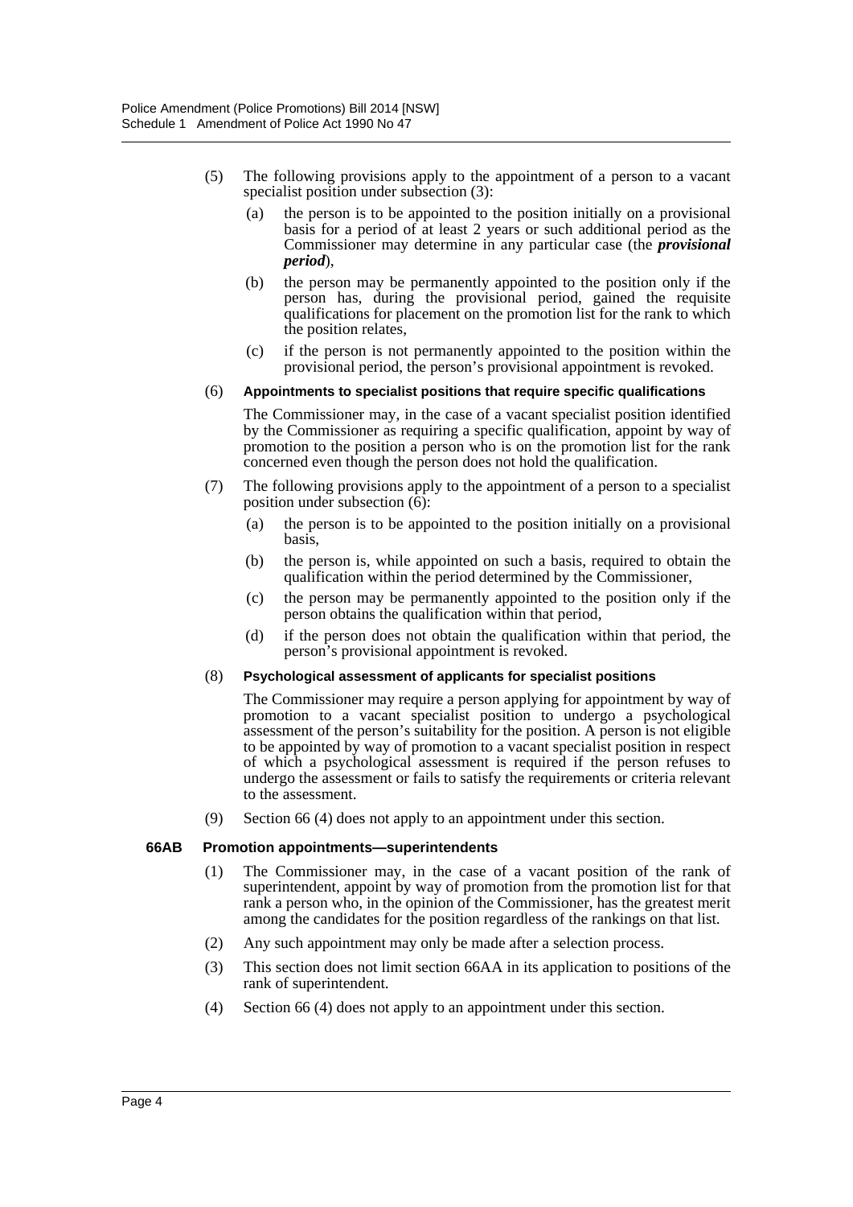(5) The following provisions apply to the appointment of a person to a vacant specialist position under subsection (3):

   (a) the person is to be appointed to the position initially on a provisional basis for a period of at least 2 years or such additional period as the Commissioner may determine in any particular case (the ***provisional period***),

   (b) the person may be permanently appointed to the position only if the person has, during the provisional period, gained the requisite qualifications for placement on the promotion list for the rank to which the position relates,

   (c) if the person is not permanently appointed to the position within the provisional period, the person's provisional appointment is revoked.

(6) **Appointments to specialist positions that require specific qualifications**

The Commissioner may, in the case of a vacant specialist position identified by the Commissioner as requiring a specific qualification, appoint by way of promotion to the position a person who is on the promotion list for the rank concerned even though the person does not hold the qualification.

(7) The following provisions apply to the appointment of a person to a specialist position under subsection (6):

   (a) the person is to be appointed to the position initially on a provisional basis,

   (b) the person is, while appointed on such a basis, required to obtain the qualification within the period determined by the Commissioner,

   (c) the person may be permanently appointed to the position only if the person obtains the qualification within that period,

   (d) if the person does not obtain the qualification within that period, the person's provisional appointment is revoked.

(8) **Psychological assessment of applicants for specialist positions**

The Commissioner may require a person applying for appointment by way of promotion to a vacant specialist position to undergo a psychological assessment of the person's suitability for the position. A person is not eligible to be appointed by way of promotion to a vacant specialist position in respect of which a psychological assessment is required if the person refuses to undergo the assessment or fails to satisfy the requirements or criteria relevant to the assessment.

(9) Section 66 (4) does not apply to an appointment under this section.

**66AB Promotion appointments—superintendents**

(1) The Commissioner may, in the case of a vacant position of the rank of superintendent, appoint by way of promotion from the promotion list for that rank a person who, in the opinion of the Commissioner, has the greatest merit among the candidates for the position regardless of the rankings on that list.

(2) Any such appointment may only be made after a selection process.

(3) This section does not limit section 66AA in its application to positions of the rank of superintendent.

(4) Section 66 (4) does not apply to an appointment under this section.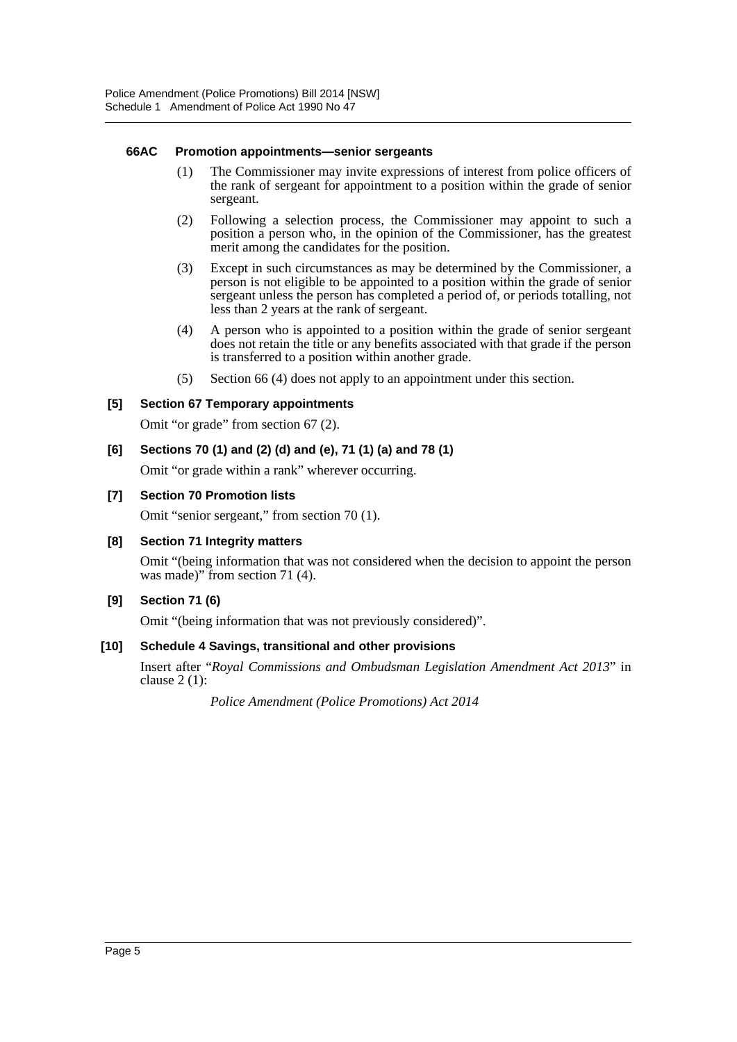#### 66AC Promotion appointments—senior sergeants

(1) The Commissioner may invite expressions of interest from police officers of the rank of sergeant for appointment to a position within the grade of senior sergeant.

(2) Following a selection process, the Commissioner may appoint to such a position a person who, in the opinion of the Commissioner, has the greatest merit among the candidates for the position.

(3) Except in such circumstances as may be determined by the Commissioner, a person is not eligible to be appointed to a position within the grade of senior sergeant unless the person has completed a period of, or periods totalling, not less than 2 years at the rank of sergeant.

(4) A person who is appointed to a position within the grade of senior sergeant does not retain the title or any benefits associated with that grade if the person is transferred to a position within another grade.

(5) Section 66 (4) does not apply to an appointment under this section.

#### [5] Section 67 Temporary appointments

Omit "or grade" from section 67 (2).

#### [6] Sections 70 (1) and (2) (d) and (e), 71 (1) (a) and 78 (1)

Omit "or grade within a rank" wherever occurring.

#### [7] Section 70 Promotion lists

Omit "senior sergeant," from section 70 (1).

#### [8] Section 71 Integrity matters

Omit "(being information that was not considered when the decision to appoint the person was made)" from section 71 (4).

#### [9] Section 71 (6)

Omit "(being information that was not previously considered)".

#### [10] Schedule 4 Savings, transitional and other provisions

Insert after "*Royal Commissions and Ombudsman Legislation Amendment Act 2013*" in clause 2 (1):

*Police Amendment (Police Promotions) Act 2014*